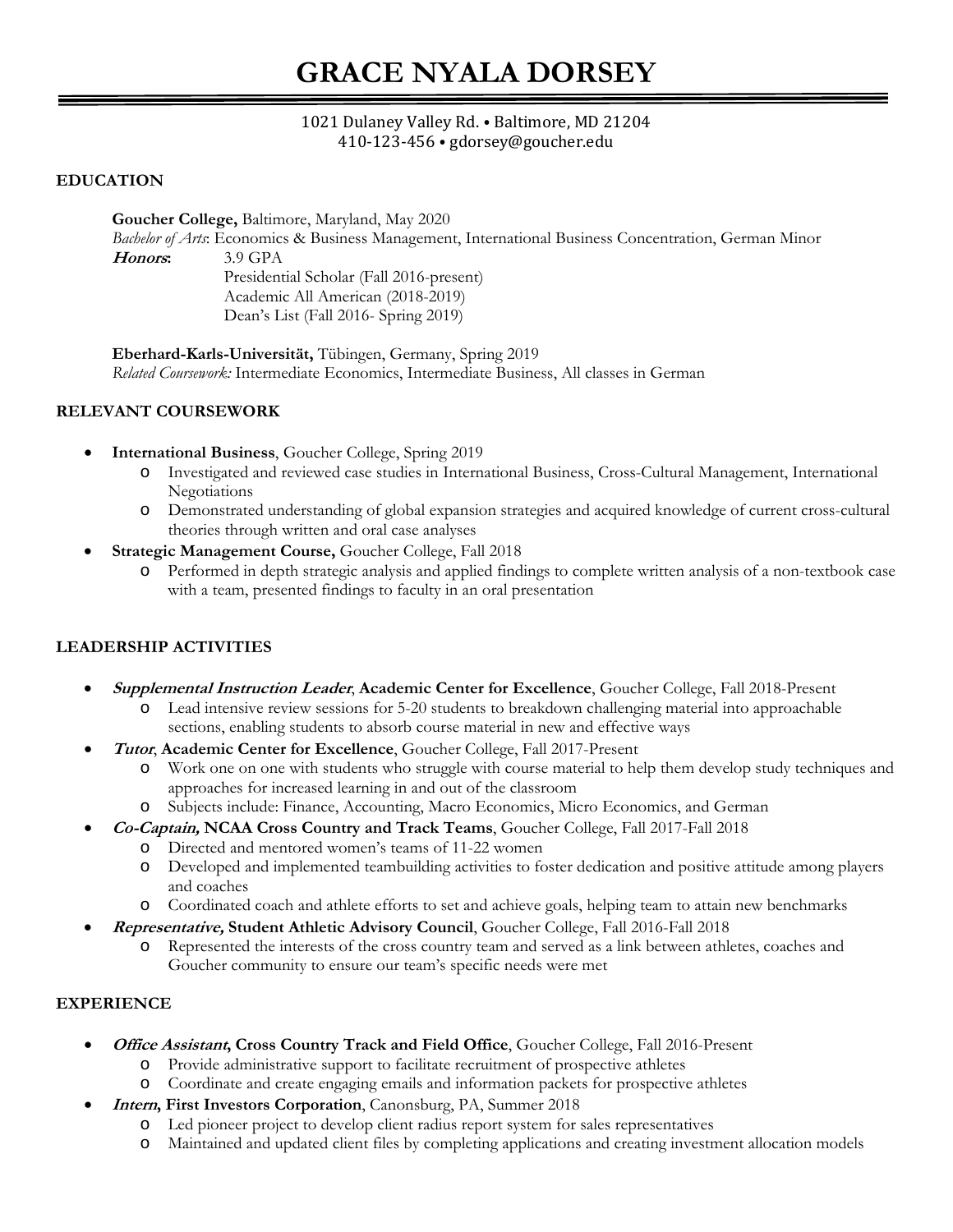# GRACE NYALA DORSEY

1021 Dulaney Valley Rd. • Baltimore, MD 21204
410-123-456 • gdorsey@goucher.edu

## EDUCATION

**Goucher College,** Baltimore, Maryland, May 2020
*Bachelor of Arts*: Economics & Business Management, International Business Concentration, German Minor
***Honors*:** 3.9 GPA
Presidential Scholar (Fall 2016-present)
Academic All American (2018-2019)
Dean's List (Fall 2016- Spring 2019)

**Eberhard-Karls-Universität,** Tübingen, Germany, Spring 2019
*Related Coursework:* Intermediate Economics, Intermediate Business, All classes in German

## RELEVANT COURSEWORK

- **International Business**, Goucher College, Spring 2019
  - Investigated and reviewed case studies in International Business, Cross-Cultural Management, International Negotiations
  - Demonstrated understanding of global expansion strategies and acquired knowledge of current cross-cultural theories through written and oral case analyses
- **Strategic Management Course,** Goucher College, Fall 2018
  - Performed in depth strategic analysis and applied findings to complete written analysis of a non-textbook case with a team, presented findings to faculty in an oral presentation

## LEADERSHIP ACTIVITIES

- ***Supplemental Instruction Leader*, Academic Center for Excellence**, Goucher College, Fall 2018-Present
  - Lead intensive review sessions for 5-20 students to breakdown challenging material into approachable sections, enabling students to absorb course material in new and effective ways
- ***Tutor*, Academic Center for Excellence**, Goucher College, Fall 2017-Present
  - Work one on one with students who struggle with course material to help them develop study techniques and approaches for increased learning in and out of the classroom
  - Subjects include: Finance, Accounting, Macro Economics, Micro Economics, and German
- ***Co-Captain,* NCAA Cross Country and Track Teams**, Goucher College, Fall 2017-Fall 2018
  - Directed and mentored women's teams of 11-22 women
  - Developed and implemented teambuilding activities to foster dedication and positive attitude among players and coaches
  - Coordinated coach and athlete efforts to set and achieve goals, helping team to attain new benchmarks
- ***Representative,* Student Athletic Advisory Council**, Goucher College, Fall 2016-Fall 2018
  - Represented the interests of the cross country team and served as a link between athletes, coaches and Goucher community to ensure our team's specific needs were met

## EXPERIENCE

- ***Office Assistant*, Cross Country Track and Field Office**, Goucher College, Fall 2016-Present
  - Provide administrative support to facilitate recruitment of prospective athletes
  - Coordinate and create engaging emails and information packets for prospective athletes
- ***Intern*, First Investors Corporation**, Canonsburg, PA, Summer 2018
  - Led pioneer project to develop client radius report system for sales representatives
  - Maintained and updated client files by completing applications and creating investment allocation models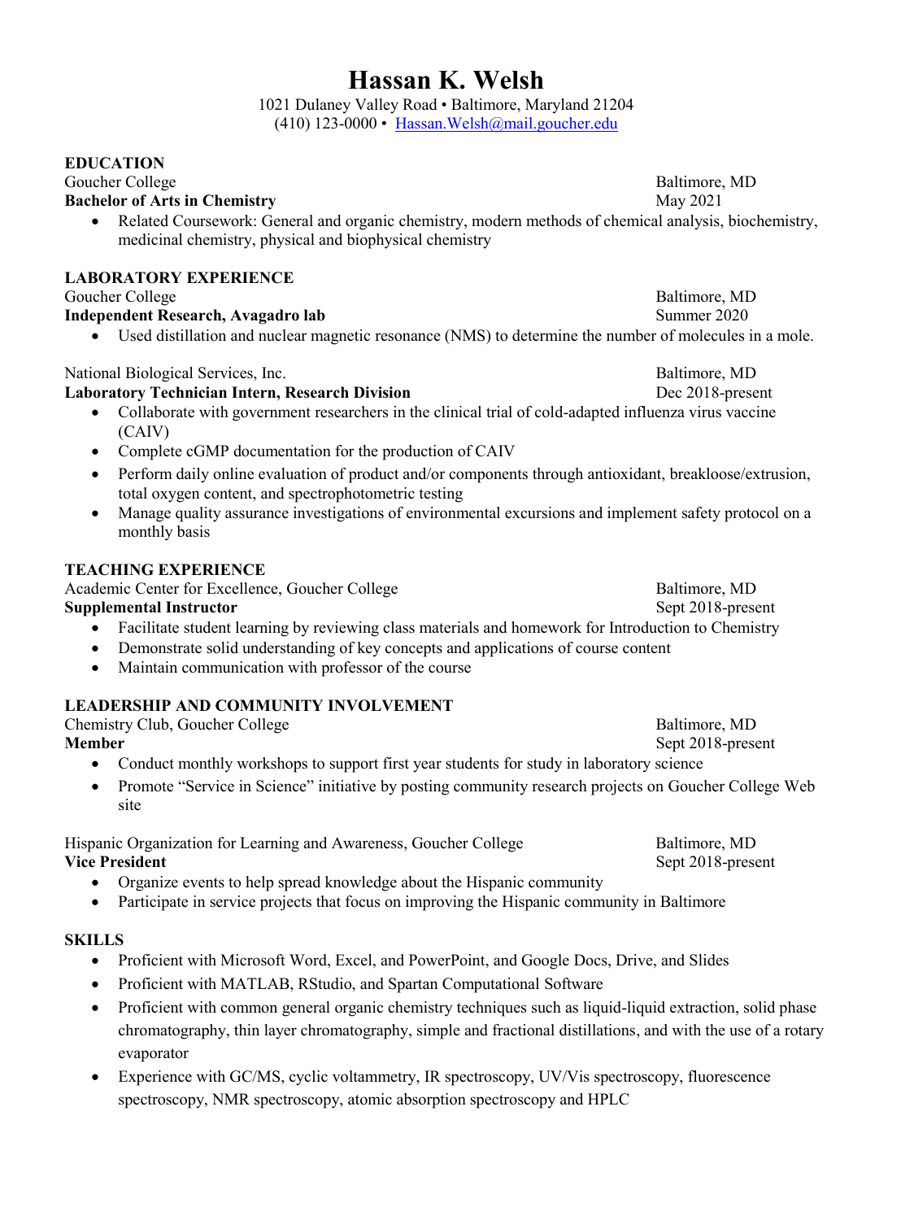# Hassan K. Welsh

1021 Dulaney Valley Road • Baltimore, Maryland 21204
(410) 123-0000 • [Hassan.Welsh@mail.goucher.edu](mailto:Hassan.Welsh@mail.goucher.edu)

## EDUCATION

Goucher College — Baltimore, MD
**Bachelor of Arts in Chemistry** — May 2021

- Related Coursework: General and organic chemistry, modern methods of chemical analysis, biochemistry, medicinal chemistry, physical and biophysical chemistry

## LABORATORY EXPERIENCE

Goucher College — Baltimore, MD
**Independent Research, Avagadro lab** — Summer 2020

- Used distillation and nuclear magnetic resonance (NMS) to determine the number of molecules in a mole.

National Biological Services, Inc. — Baltimore, MD
**Laboratory Technician Intern, Research Division** — Dec 2018-present

- Collaborate with government researchers in the clinical trial of cold-adapted influenza virus vaccine (CAIV)
- Complete cGMP documentation for the production of CAIV
- Perform daily online evaluation of product and/or components through antioxidant, breakloose/extrusion, total oxygen content, and spectrophotometric testing
- Manage quality assurance investigations of environmental excursions and implement safety protocol on a monthly basis

## TEACHING EXPERIENCE

Academic Center for Excellence, Goucher College — Baltimore, MD
**Supplemental Instructor** — Sept 2018-present

- Facilitate student learning by reviewing class materials and homework for Introduction to Chemistry
- Demonstrate solid understanding of key concepts and applications of course content
- Maintain communication with professor of the course

## LEADERSHIP AND COMMUNITY INVOLVEMENT

Chemistry Club, Goucher College — Baltimore, MD
**Member** — Sept 2018-present

- Conduct monthly workshops to support first year students for study in laboratory science
- Promote "Service in Science" initiative by posting community research projects on Goucher College Web site

Hispanic Organization for Learning and Awareness, Goucher College — Baltimore, MD
**Vice President** — Sept 2018-present

- Organize events to help spread knowledge about the Hispanic community
- Participate in service projects that focus on improving the Hispanic community in Baltimore

## SKILLS

- Proficient with Microsoft Word, Excel, and PowerPoint, and Google Docs, Drive, and Slides
- Proficient with MATLAB, RStudio, and Spartan Computational Software
- Proficient with common general organic chemistry techniques such as liquid-liquid extraction, solid phase chromatography, thin layer chromatography, simple and fractional distillations, and with the use of a rotary evaporator
- Experience with GC/MS, cyclic voltammetry, IR spectroscopy, UV/Vis spectroscopy, fluorescence spectroscopy, NMR spectroscopy, atomic absorption spectroscopy and HPLC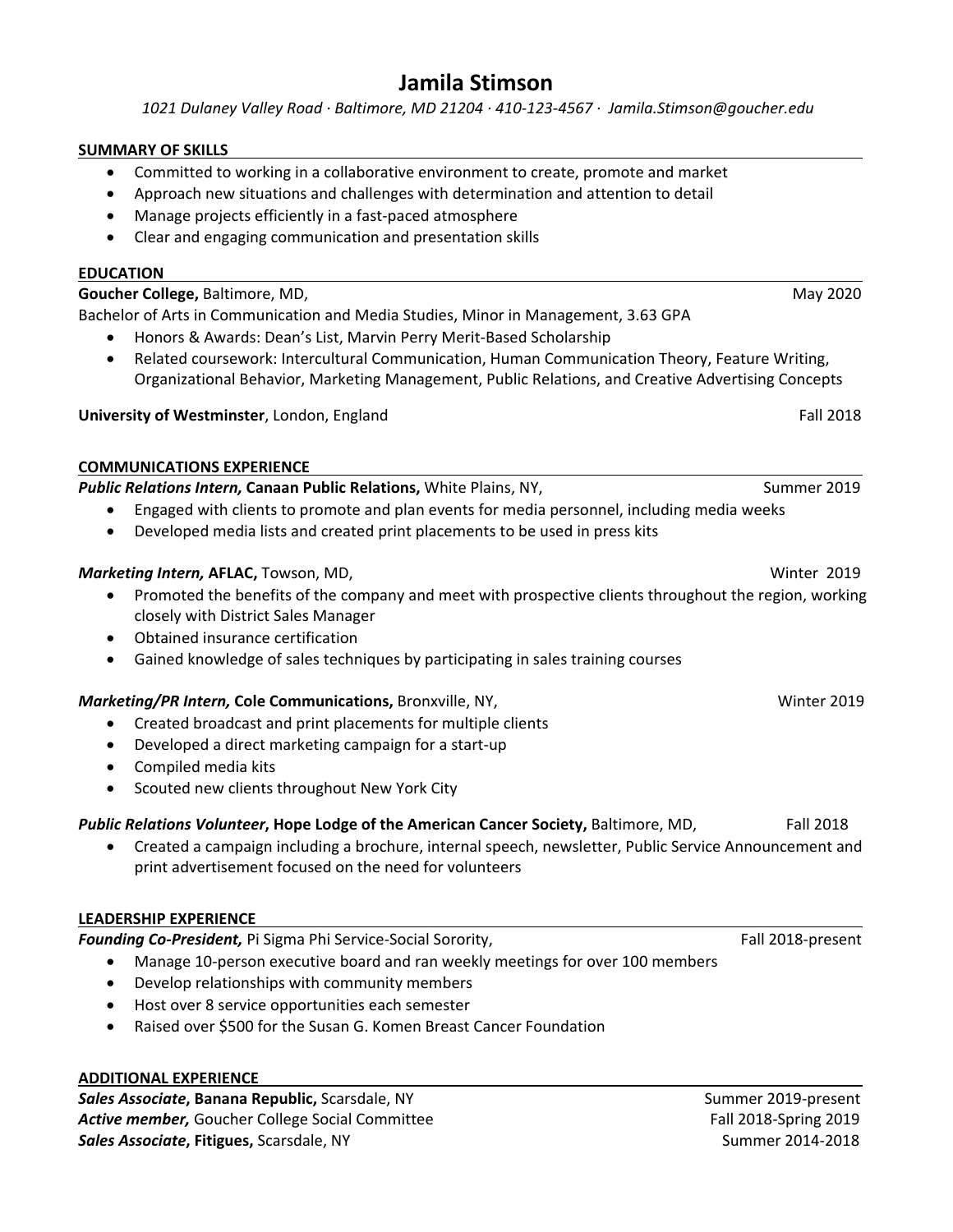# Jamila Stimson

*1021 Dulaney Valley Road · Baltimore, MD 21204 · 410-123-4567 · Jamila.Stimson@goucher.edu*

## SUMMARY OF SKILLS

- Committed to working in a collaborative environment to create, promote and market
- Approach new situations and challenges with determination and attention to detail
- Manage projects efficiently in a fast-paced atmosphere
- Clear and engaging communication and presentation skills

## EDUCATION

**Goucher College,** Baltimore, MD, May 2020

Bachelor of Arts in Communication and Media Studies, Minor in Management, 3.63 GPA

- Honors & Awards: Dean's List, Marvin Perry Merit-Based Scholarship
- Related coursework: Intercultural Communication, Human Communication Theory, Feature Writing, Organizational Behavior, Marketing Management, Public Relations, and Creative Advertising Concepts

**University of Westminster**, London, England Fall 2018

## COMMUNICATIONS EXPERIENCE

***Public Relations Intern,* Canaan Public Relations,** White Plains, NY, Summer 2019

- Engaged with clients to promote and plan events for media personnel, including media weeks
- Developed media lists and created print placements to be used in press kits

***Marketing Intern,* AFLAC,** Towson, MD, Winter 2019

- Promoted the benefits of the company and meet with prospective clients throughout the region, working closely with District Sales Manager
- Obtained insurance certification
- Gained knowledge of sales techniques by participating in sales training courses

***Marketing/PR Intern,* Cole Communications,** Bronxville, NY, Winter 2019

- Created broadcast and print placements for multiple clients
- Developed a direct marketing campaign for a start-up
- Compiled media kits
- Scouted new clients throughout New York City

***Public Relations Volunteer*, Hope Lodge of the American Cancer Society,** Baltimore, MD, Fall 2018

- Created a campaign including a brochure, internal speech, newsletter, Public Service Announcement and print advertisement focused on the need for volunteers

## LEADERSHIP EXPERIENCE

***Founding Co-President,*** Pi Sigma Phi Service-Social Sorority, Fall 2018-present

- Manage 10-person executive board and ran weekly meetings for over 100 members
- Develop relationships with community members
- Host over 8 service opportunities each semester
- Raised over $500 for the Susan G. Komen Breast Cancer Foundation

## ADDITIONAL EXPERIENCE

***Sales Associate*, Banana Republic,** Scarsdale, NY Summer 2019-present

***Active member,*** Goucher College Social Committee Fall 2018-Spring 2019

***Sales Associate*, Fitigues,** Scarsdale, NY Summer 2014-2018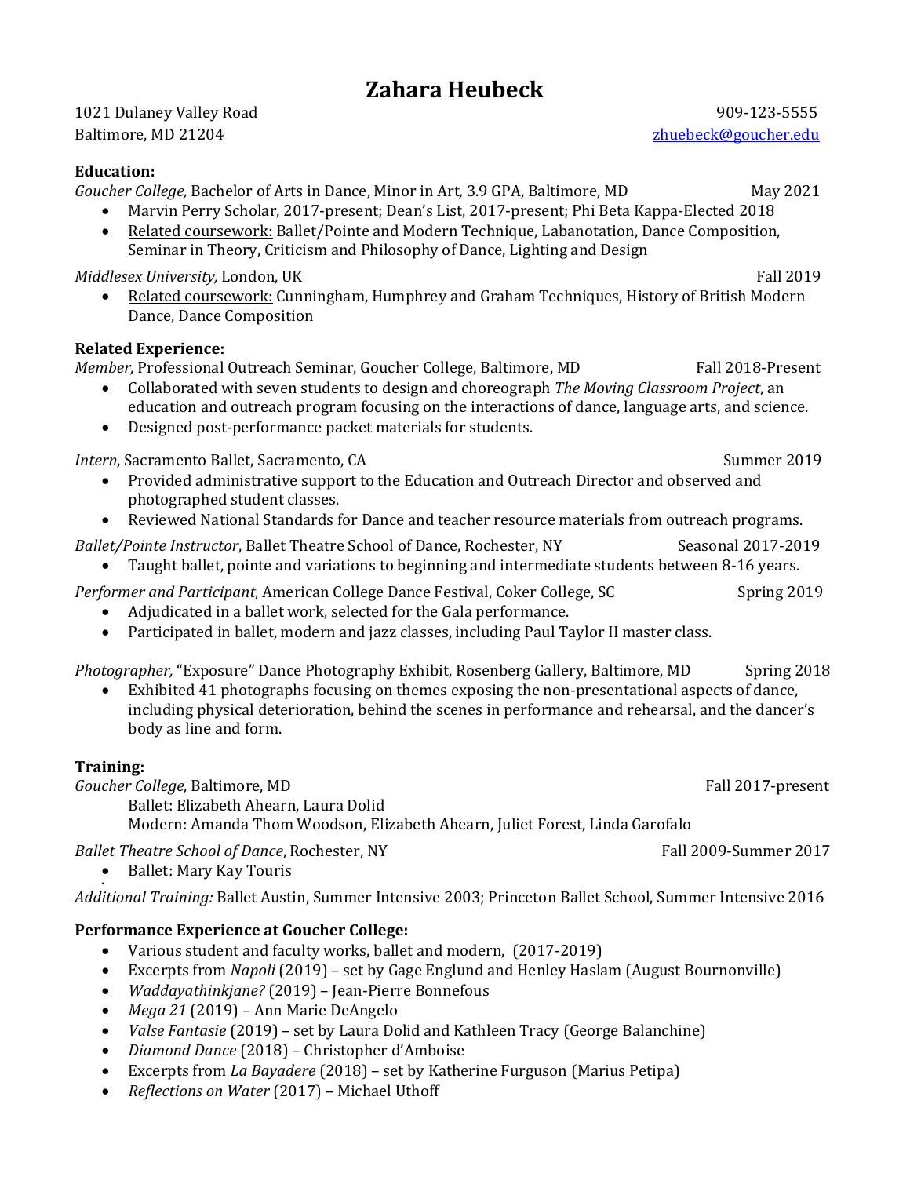# Zahara Heubeck

1021 Dulaney Valley Road
Baltimore, MD 21204

909-123-5555
zhuebeck@goucher.edu

**Education:**

*Goucher College,* Bachelor of Arts in Dance, Minor in Art, 3.9 GPA, Baltimore, MD — May 2021

- Marvin Perry Scholar, 2017-present; Dean's List, 2017-present; Phi Beta Kappa-Elected 2018
- Related coursework: Ballet/Pointe and Modern Technique, Labanotation, Dance Composition, Seminar in Theory, Criticism and Philosophy of Dance, Lighting and Design

*Middlesex University,* London, UK — Fall 2019

- Related coursework: Cunningham, Humphrey and Graham Techniques, History of British Modern Dance, Dance Composition

**Related Experience:**

*Member,* Professional Outreach Seminar, Goucher College, Baltimore, MD — Fall 2018-Present

- Collaborated with seven students to design and choreograph *The Moving Classroom Project*, an education and outreach program focusing on the interactions of dance, language arts, and science.
- Designed post-performance packet materials for students.

*Intern*, Sacramento Ballet, Sacramento, CA — Summer 2019

- Provided administrative support to the Education and Outreach Director and observed and photographed student classes.
- Reviewed National Standards for Dance and teacher resource materials from outreach programs.

*Ballet/Pointe Instructor*, Ballet Theatre School of Dance, Rochester, NY — Seasonal 2017-2019

- Taught ballet, pointe and variations to beginning and intermediate students between 8-16 years.

*Performer and Participant,* American College Dance Festival, Coker College, SC — Spring 2019

- Adjudicated in a ballet work, selected for the Gala performance.
- Participated in ballet, modern and jazz classes, including Paul Taylor II master class.

*Photographer,* "Exposure" Dance Photography Exhibit, Rosenberg Gallery, Baltimore, MD — Spring 2018

- Exhibited 41 photographs focusing on themes exposing the non-presentational aspects of dance, including physical deterioration, behind the scenes in performance and rehearsal, and the dancer's body as line and form.

**Training:**

*Goucher College,* Baltimore, MD — Fall 2017-present

Ballet: Elizabeth Ahearn, Laura Dolid
Modern: Amanda Thom Woodson, Elizabeth Ahearn, Juliet Forest, Linda Garofalo

*Ballet Theatre School of Dance*, Rochester, NY — Fall 2009-Summer 2017

- Ballet: Mary Kay Touris

*Additional Training:* Ballet Austin, Summer Intensive 2003; Princeton Ballet School, Summer Intensive 2016

**Performance Experience at Goucher College:**

- Various student and faculty works, ballet and modern, (2017-2019)
- Excerpts from *Napoli* (2019) – set by Gage Englund and Henley Haslam (August Bournonville)
- *Waddayathinkjane?* (2019) – Jean-Pierre Bonnefous
- *Mega 21* (2019) – Ann Marie DeAngelo
- *Valse Fantasie* (2019) – set by Laura Dolid and Kathleen Tracy (George Balanchine)
- *Diamond Dance* (2018) – Christopher d'Amboise
- Excerpts from *La Bayadere* (2018) – set by Katherine Furguson (Marius Petipa)
- *Reflections on Water* (2017) – Michael Uthoff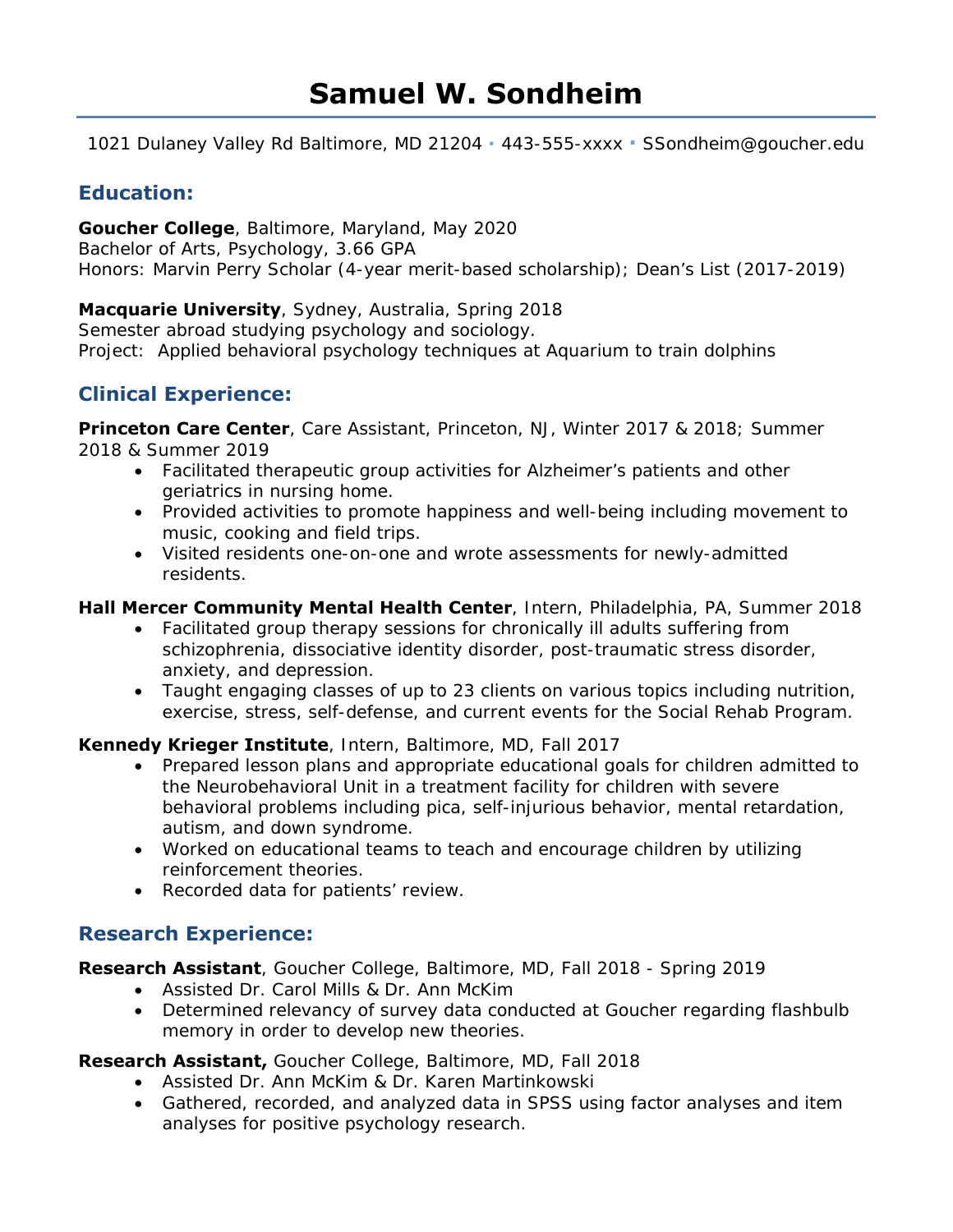# Samuel W. Sondheim

1021 Dulaney Valley Rd Baltimore, MD 21204 ▪ 443-555-xxxx ▪ SSondheim@goucher.edu

## Education:

**Goucher College**, Baltimore, Maryland, May 2020
Bachelor of Arts, Psychology, 3.66 GPA
Honors: Marvin Perry Scholar (4-year merit-based scholarship); Dean's List (2017-2019)

**Macquarie University**, Sydney, Australia, Spring 2018
Semester abroad studying psychology and sociology.
Project: Applied behavioral psychology techniques at Aquarium to train dolphins

## Clinical Experience:

**Princeton Care Center**, Care Assistant, Princeton, NJ, Winter 2017 & 2018; Summer 2018 & Summer 2019

- Facilitated therapeutic group activities for Alzheimer's patients and other geriatrics in nursing home.
- Provided activities to promote happiness and well-being including movement to music, cooking and field trips.
- Visited residents one-on-one and wrote assessments for newly-admitted residents.

**Hall Mercer Community Mental Health Center**, Intern, Philadelphia, PA, Summer 2018

- Facilitated group therapy sessions for chronically ill adults suffering from schizophrenia, dissociative identity disorder, post-traumatic stress disorder, anxiety, and depression.
- Taught engaging classes of up to 23 clients on various topics including nutrition, exercise, stress, self-defense, and current events for the Social Rehab Program.

**Kennedy Krieger Institute**, Intern, Baltimore, MD, Fall 2017

- Prepared lesson plans and appropriate educational goals for children admitted to the Neurobehavioral Unit in a treatment facility for children with severe behavioral problems including pica, self-injurious behavior, mental retardation, autism, and down syndrome.
- Worked on educational teams to teach and encourage children by utilizing reinforcement theories.
- Recorded data for patients' review.

## Research Experience:

**Research Assistant**, Goucher College, Baltimore, MD, Fall 2018 - Spring 2019

- Assisted Dr. Carol Mills & Dr. Ann McKim
- Determined relevancy of survey data conducted at Goucher regarding flashbulb memory in order to develop new theories.

**Research Assistant,** Goucher College, Baltimore, MD, Fall 2018

- Assisted Dr. Ann McKim & Dr. Karen Martinkowski
- Gathered, recorded, and analyzed data in SPSS using factor analyses and item analyses for positive psychology research.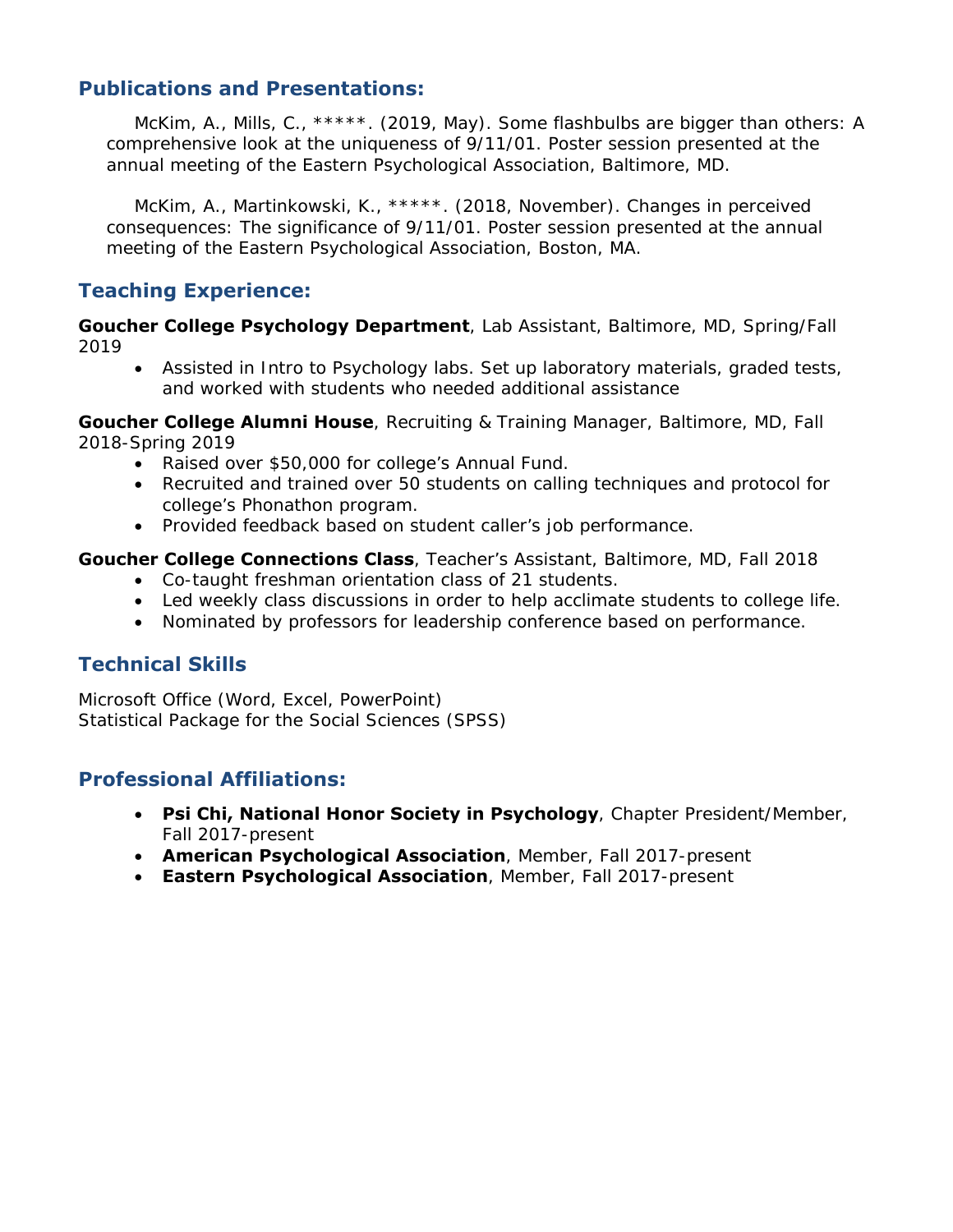## Publications and Presentations:

McKim, A., Mills, C., *****. (2019, May). Some flashbulbs are bigger than others: A comprehensive look at the uniqueness of 9/11/01. Poster session presented at the annual meeting of the Eastern Psychological Association, Baltimore, MD.

McKim, A., Martinkowski, K., *****. (2018, November). Changes in perceived consequences: The significance of 9/11/01. Poster session presented at the annual meeting of the Eastern Psychological Association, Boston, MA.

## Teaching Experience:

**Goucher College Psychology Department**, Lab Assistant, Baltimore, MD, Spring/Fall 2019

- Assisted in Intro to Psychology labs. Set up laboratory materials, graded tests, and worked with students who needed additional assistance

**Goucher College Alumni House**, Recruiting & Training Manager, Baltimore, MD, Fall 2018-Spring 2019

- Raised over $50,000 for college's Annual Fund.
- Recruited and trained over 50 students on calling techniques and protocol for college's Phonathon program.
- Provided feedback based on student caller's job performance.

**Goucher College Connections Class**, Teacher's Assistant, Baltimore, MD, Fall 2018

- Co-taught freshman orientation class of 21 students.
- Led weekly class discussions in order to help acclimate students to college life.
- Nominated by professors for leadership conference based on performance.

## Technical Skills

Microsoft Office (Word, Excel, PowerPoint)
Statistical Package for the Social Sciences (SPSS)

## Professional Affiliations:

- **Psi Chi, National Honor Society in Psychology**, Chapter President/Member, Fall 2017-present
- **American Psychological Association**, Member, Fall 2017-present
- **Eastern Psychological Association**, Member, Fall 2017-present